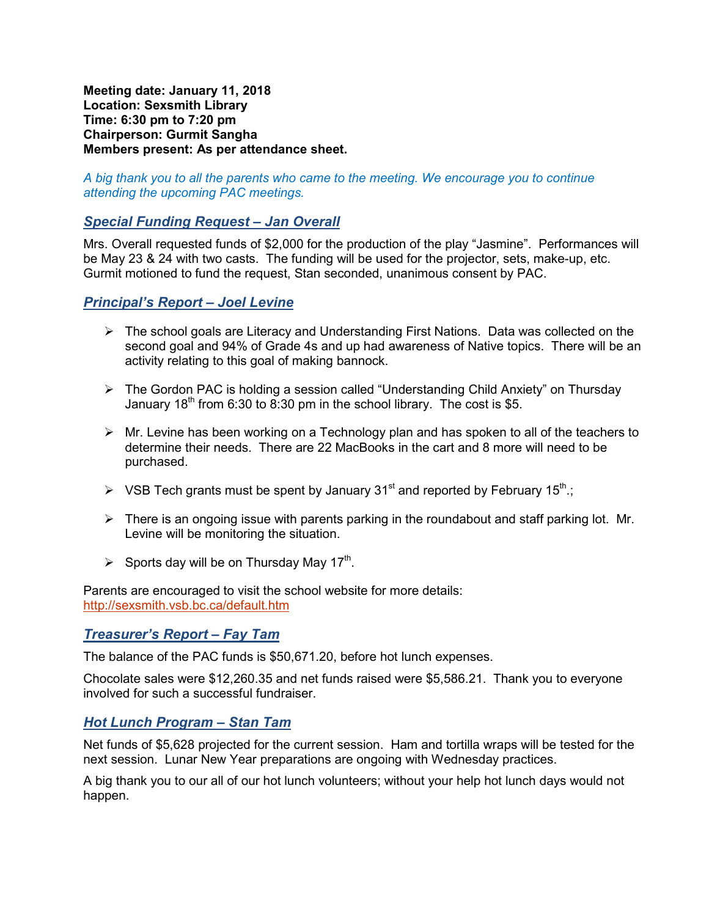**Meeting date: January 11, 2018**
**Location: Sexsmith Library**
**Time: 6:30 pm to 7:20 pm**
**Chairperson: Gurmit Sangha**
**Members present: As per attendance sheet.**

*A big thank you to all the parents who came to the meeting. We encourage you to continue attending the upcoming PAC meetings.*

## *Special Funding Request – Jan Overall*

Mrs. Overall requested funds of $2,000 for the production of the play "Jasmine". Performances will be May 23 & 24 with two casts. The funding will be used for the projector, sets, make-up, etc. Gurmit motioned to fund the request, Stan seconded, unanimous consent by PAC.

## *Principal's Report – Joel Levine*

- The school goals are Literacy and Understanding First Nations. Data was collected on the second goal and 94% of Grade 4s and up had awareness of Native topics. There will be an activity relating to this goal of making bannock.

- The Gordon PAC is holding a session called "Understanding Child Anxiety" on Thursday January 18th from 6:30 to 8:30 pm in the school library. The cost is $5.

- Mr. Levine has been working on a Technology plan and has spoken to all of the teachers to determine their needs. There are 22 MacBooks in the cart and 8 more will need to be purchased.

- VSB Tech grants must be spent by January 31st and reported by February 15th.;

- There is an ongoing issue with parents parking in the roundabout and staff parking lot. Mr. Levine will be monitoring the situation.

- Sports day will be on Thursday May 17th.

Parents are encouraged to visit the school website for more details:
http://sexsmith.vsb.bc.ca/default.htm

## *Treasurer's Report – Fay Tam*

The balance of the PAC funds is $50,671.20, before hot lunch expenses.

Chocolate sales were $12,260.35 and net funds raised were $5,586.21. Thank you to everyone involved for such a successful fundraiser.

## *Hot Lunch Program – Stan Tam*

Net funds of $5,628 projected for the current session. Ham and tortilla wraps will be tested for the next session. Lunar New Year preparations are ongoing with Wednesday practices.

A big thank you to our all of our hot lunch volunteers; without your help hot lunch days would not happen.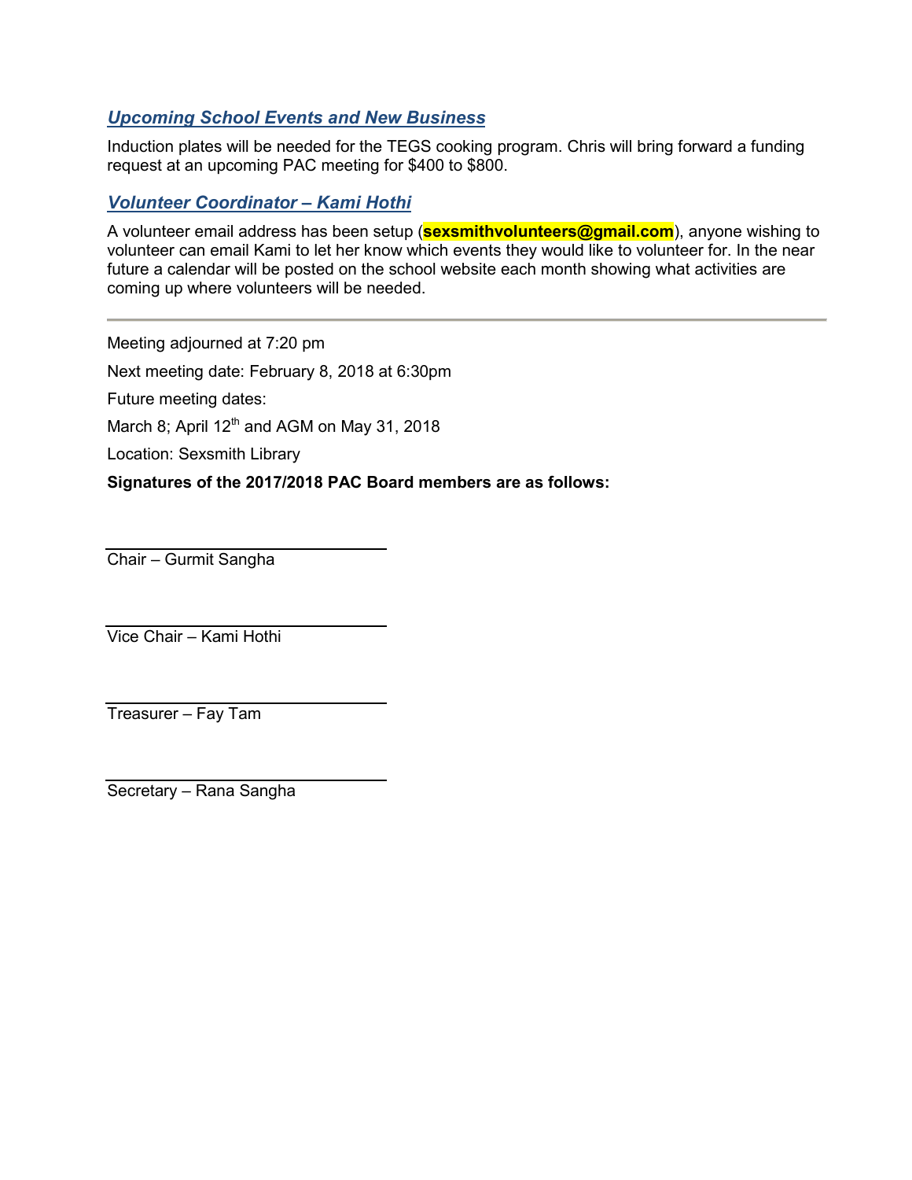## ***Upcoming School Events and New Business***

Induction plates will be needed for the TEGS cooking program. Chris will bring forward a funding request at an upcoming PAC meeting for $400 to $800.

## ***Volunteer Coordinator – Kami Hothi***

A volunteer email address has been setup (**sexsmithvolunteers@gmail.com**), anyone wishing to volunteer can email Kami to let her know which events they would like to volunteer for. In the near future a calendar will be posted on the school website each month showing what activities are coming up where volunteers will be needed.

---

Meeting adjourned at 7:20 pm

Next meeting date: February 8, 2018 at 6:30pm

Future meeting dates:

March 8; April 12th and AGM on May 31, 2018

Location: Sexsmith Library

**Signatures of the 2017/2018 PAC Board members are as follows:**

\_\_\_\_\_\_\_\_\_\_\_\_\_\_\_\_\_\_\_\_\_\_\_\_\_\_\_\_\_\_
Chair – Gurmit Sangha

\_\_\_\_\_\_\_\_\_\_\_\_\_\_\_\_\_\_\_\_\_\_\_\_\_\_\_\_\_\_
Vice Chair – Kami Hothi

\_\_\_\_\_\_\_\_\_\_\_\_\_\_\_\_\_\_\_\_\_\_\_\_\_\_\_\_\_\_
Treasurer – Fay Tam

\_\_\_\_\_\_\_\_\_\_\_\_\_\_\_\_\_\_\_\_\_\_\_\_\_\_\_\_\_\_
Secretary – Rana Sangha